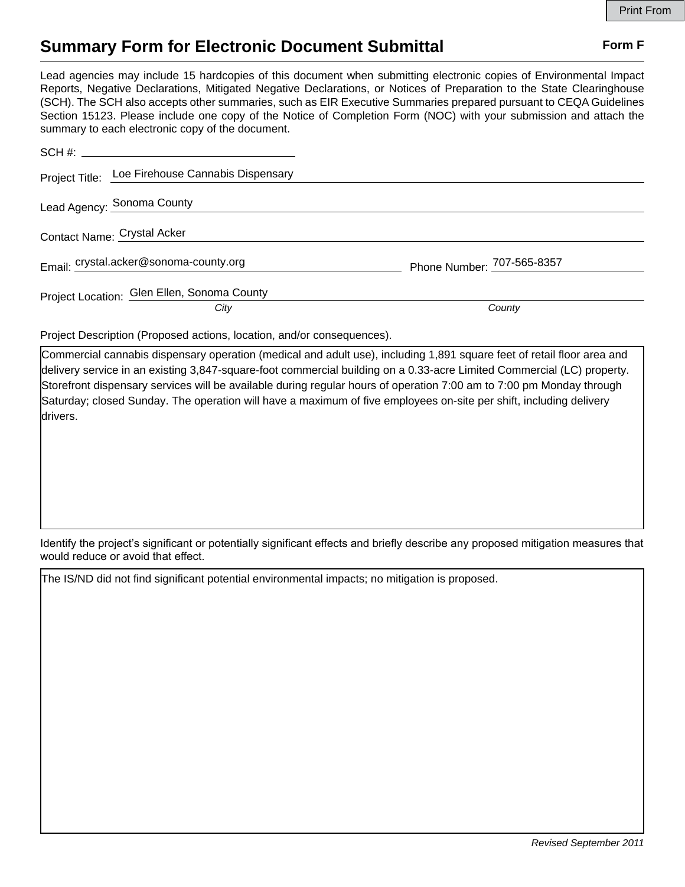Print From

# Summary Form for Electronic Document Submittal

**Form F**

Lead agencies may include 15 hardcopies of this document when submitting electronic copies of Environmental Impact Reports, Negative Declarations, Mitigated Negative Declarations, or Notices of Preparation to the State Clearinghouse (SCH). The SCH also accepts other summaries, such as EIR Executive Summaries prepared pursuant to CEQA Guidelines Section 15123. Please include one copy of the Notice of Completion Form (NOC) with your submission and attach the summary to each electronic copy of the document.

SCH #: 

Project Title: Loe Firehouse Cannabis Dispensary

Lead Agency: Sonoma County

Contact Name: Crystal Acker

Email: crystal.acker@sonoma-county.org Phone Number: 707-565-8357

Project Location: Glen Ellen, Sonoma County

*City* *County*

Project Description (Proposed actions, location, and/or consequences).

Commercial cannabis dispensary operation (medical and adult use), including 1,891 square feet of retail floor area and delivery service in an existing 3,847-square-foot commercial building on a 0.33-acre Limited Commercial (LC) property. Storefront dispensary services will be available during regular hours of operation 7:00 am to 7:00 pm Monday through Saturday; closed Sunday. The operation will have a maximum of five employees on-site per shift, including delivery drivers.

Identify the project's significant or potentially significant effects and briefly describe any proposed mitigation measures that would reduce or avoid that effect.

The IS/ND did not find significant potential environmental impacts; no mitigation is proposed.

*Revised September 2011*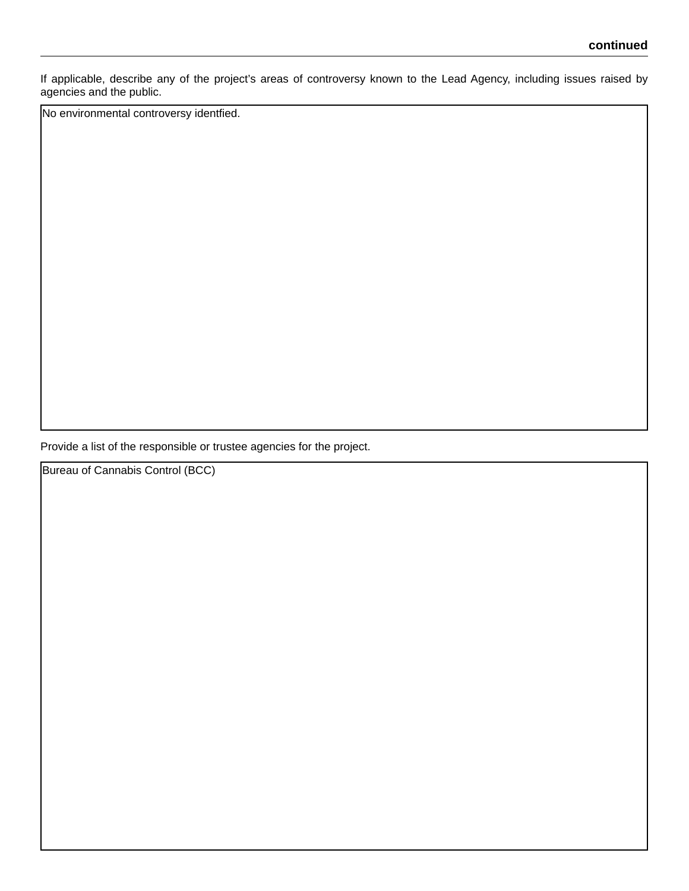**continued**

If applicable, describe any of the project's areas of controversy known to the Lead Agency, including issues raised by agencies and the public.

| |
|---|
| No environmental controversy identfied. |

Provide a list of the responsible or trustee agencies for the project.

| |
|---|
| Bureau of Cannabis Control (BCC) |